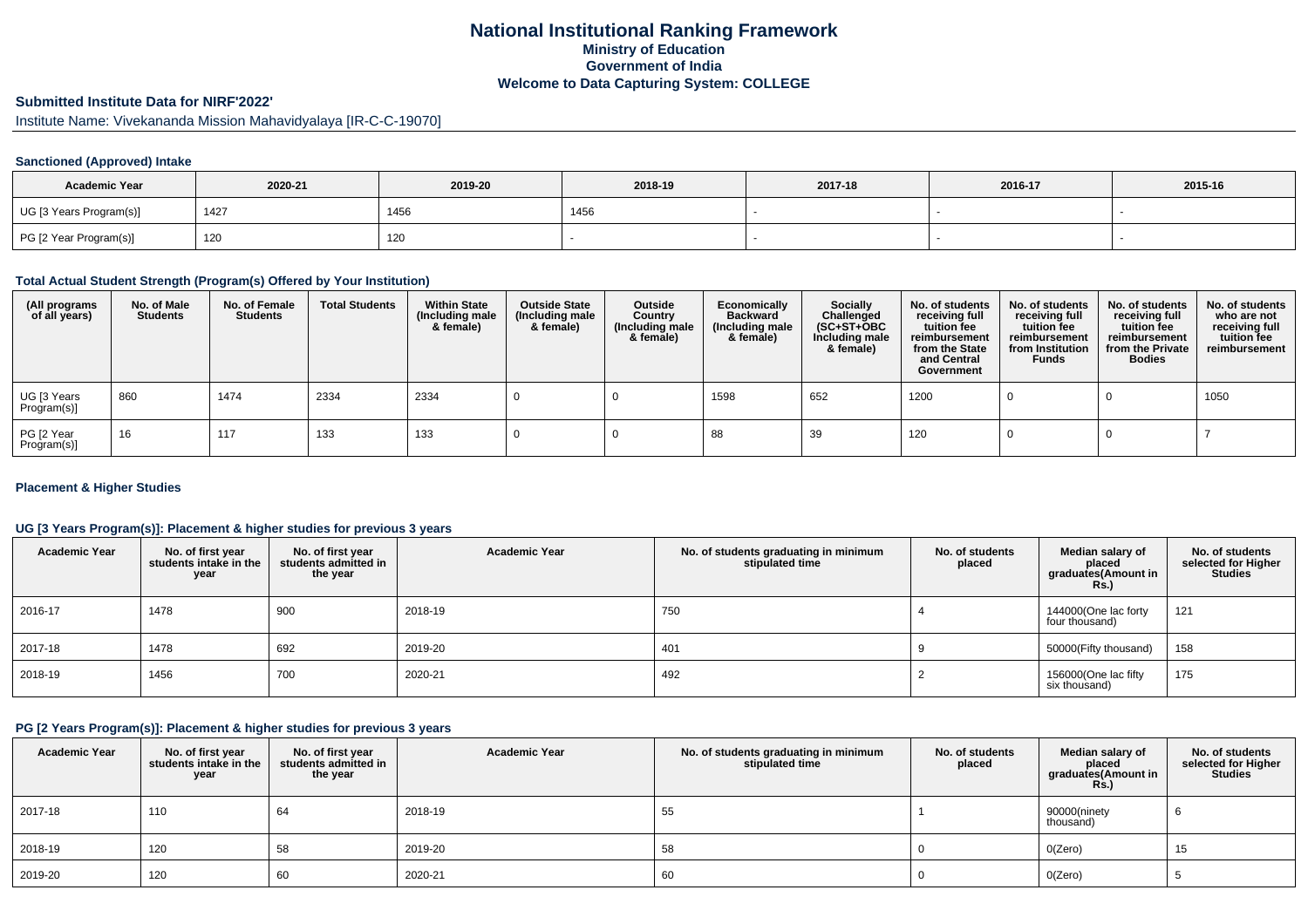# National Institutional Ranking Framework
## Ministry of Education
## Government of India
## Welcome to Data Capturing System: COLLEGE

### Submitted Institute Data for NIRF'2022'

Institute Name: Vivekananda Mission Mahavidyalaya [IR-C-C-19070]

#### Sanctioned (Approved) Intake

| Academic Year | 2020-21 | 2019-20 | 2018-19 | 2017-18 | 2016-17 | 2015-16 |
|---|---|---|---|---|---|---|
| UG [3 Years Program(s)] | 1427 | 1456 | 1456 | - | - | - |
| PG [2 Year Program(s)] | 120 | 120 | - | - | - | - |

#### Total Actual Student Strength (Program(s) Offered by Your Institution)

| (All programs of all years) | No. of Male Students | No. of Female Students | Total Students | Within State (Including male & female) | Outside State (Including male & female) | Outside Country (Including male & female) | Economically Backward (Including male & female) | Socially Challenged (SC+ST+OBC Including male & female) | No. of students receiving full tuition fee reimbursement from the State and Central Government | No. of students receiving full tuition fee reimbursement from Institution Funds | No. of students receiving full tuition fee reimbursement from the Private Bodies | No. of students who are not receiving full tuition fee reimbursement |
|---|---|---|---|---|---|---|---|---|---|---|---|---|
| UG [3 Years Program(s)] | 860 | 1474 | 2334 | 2334 | 0 | 0 | 1598 | 652 | 1200 | 0 | 0 | 1050 |
| PG [2 Year Program(s)] | 16 | 117 | 133 | 133 | 0 | 0 | 88 | 39 | 120 | 0 | 0 | 7 |

#### Placement & Higher Studies

#### UG [3 Years Program(s)]: Placement & higher studies for previous 3 years

| Academic Year | No. of first year students intake in the year | No. of first year students admitted in the year | Academic Year | No. of students graduating in minimum stipulated time | No. of students placed | Median salary of placed graduates(Amount in Rs.) | No. of students selected for Higher Studies |
|---|---|---|---|---|---|---|---|
| 2016-17 | 1478 | 900 | 2018-19 | 750 | 4 | 144000(One lac forty four thousand) | 121 |
| 2017-18 | 1478 | 692 | 2019-20 | 401 | 9 | 50000(Fifty thousand) | 158 |
| 2018-19 | 1456 | 700 | 2020-21 | 492 | 2 | 156000(One lac fifty six thousand) | 175 |

#### PG [2 Years Program(s)]: Placement & higher studies for previous 3 years

| Academic Year | No. of first year students intake in the year | No. of first year students admitted in the year | Academic Year | No. of students graduating in minimum stipulated time | No. of students placed | Median salary of placed graduates(Amount in Rs.) | No. of students selected for Higher Studies |
|---|---|---|---|---|---|---|---|
| 2017-18 | 110 | 64 | 2018-19 | 55 | 1 | 90000(ninety thousand) | 6 |
| 2018-19 | 120 | 58 | 2019-20 | 58 | 0 | 0(Zero) | 15 |
| 2019-20 | 120 | 60 | 2020-21 | 60 | 0 | 0(Zero) | 5 |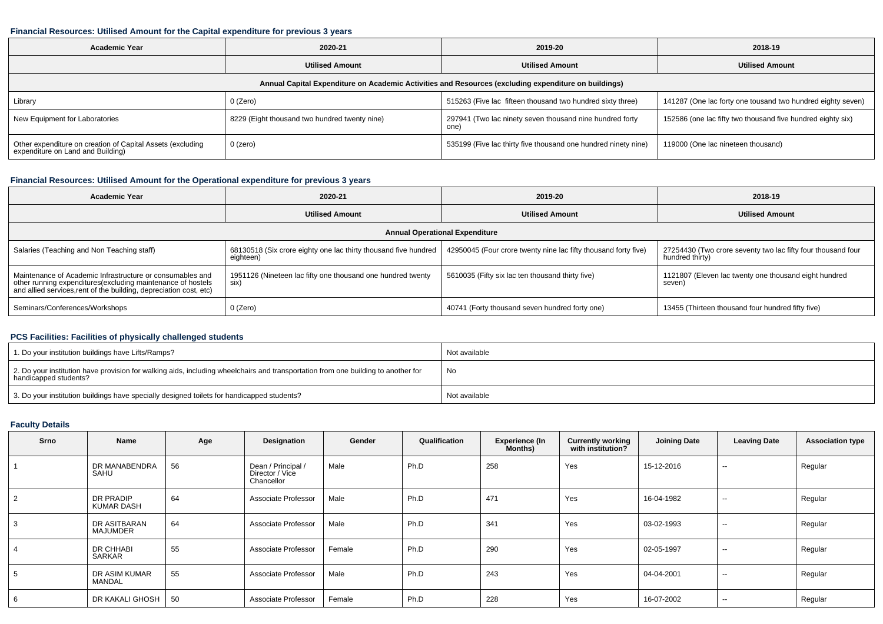### Financial Resources: Utilised Amount for the Capital expenditure for previous 3 years

| Academic Year | 2020-21 | 2019-20 | 2018-19 |
|---|---|---|---|
| | Utilised Amount | Utilised Amount | Utilised Amount |
| Annual Capital Expenditure on Academic Activities and Resources (excluding expenditure on buildings) | | | |
| Library | 0 (Zero) | 515263 (Five lac fifteen thousand two hundred sixty three) | 141287 (One lac forty one tousand two hundred eighty seven) |
| New Equipment for Laboratories | 8229 (Eight thousand two hundred twenty nine) | 297941 (Two lac ninety seven thousand nine hundred forty one) | 152586 (one lac fifty two thousand five hundred eighty six) |
| Other expenditure on creation of Capital Assets (excluding expenditure on Land and Building) | 0 (zero) | 535199 (Five lac thirty five thousand one hundred ninety nine) | 119000 (One lac nineteen thousand) |

### Financial Resources: Utilised Amount for the Operational expenditure for previous 3 years

| Academic Year | 2020-21 | 2019-20 | 2018-19 |
|---|---|---|---|
| | Utilised Amount | Utilised Amount | Utilised Amount |
| Annual Operational Expenditure | | | |
| Salaries (Teaching and Non Teaching staff) | 68130518 (Six crore eighty one lac thirty thousand five hundred eighteen) | 42950045 (Four crore twenty nine lac fifty thousand forty five) | 27254430 (Two crore seventy two lac fifty four thousand four hundred thirty) |
| Maintenance of Academic Infrastructure or consumables and other running expenditures(excluding maintenance of hostels and allied services,rent of the building, depreciation cost, etc) | 1951126 (Nineteen lac fifty one thousand one hundred twenty six) | 5610035 (Fifty six lac ten thousand thirty five) | 1121807 (Eleven lac twenty one thousand eight hundred seven) |
| Seminars/Conferences/Workshops | 0 (Zero) | 40741 (Forty thousand seven hundred forty one) | 13455 (Thirteen thousand four hundred fifty five) |

### PCS Facilities: Facilities of physically challenged students

| | |
|---|---|
| 1. Do your institution buildings have Lifts/Ramps? | Not available |
| 2. Do your institution have provision for walking aids, including wheelchairs and transportation from one building to another for handicapped students? | No |
| 3. Do your institution buildings have specially designed toilets for handicapped students? | Not available |

### Faculty Details

| Srno | Name | Age | Designation | Gender | Qualification | Experience (In Months) | Currently working with institution? | Joining Date | Leaving Date | Association type |
|---|---|---|---|---|---|---|---|---|---|---|
| 1 | DR MANABENDRA SAHU | 56 | Dean / Principal / Director / Vice Chancellor | Male | Ph.D | 258 | Yes | 15-12-2016 | -- | Regular |
| 2 | DR PRADIP KUMAR DASH | 64 | Associate Professor | Male | Ph.D | 471 | Yes | 16-04-1982 | -- | Regular |
| 3 | DR ASITBARAN MAJUMDER | 64 | Associate Professor | Male | Ph.D | 341 | Yes | 03-02-1993 | -- | Regular |
| 4 | DR CHHABI SARKAR | 55 | Associate Professor | Female | Ph.D | 290 | Yes | 02-05-1997 | -- | Regular |
| 5 | DR ASIM KUMAR MANDAL | 55 | Associate Professor | Male | Ph.D | 243 | Yes | 04-04-2001 | -- | Regular |
| 6 | DR KAKALI GHOSH | 50 | Associate Professor | Female | Ph.D | 228 | Yes | 16-07-2002 | -- | Regular |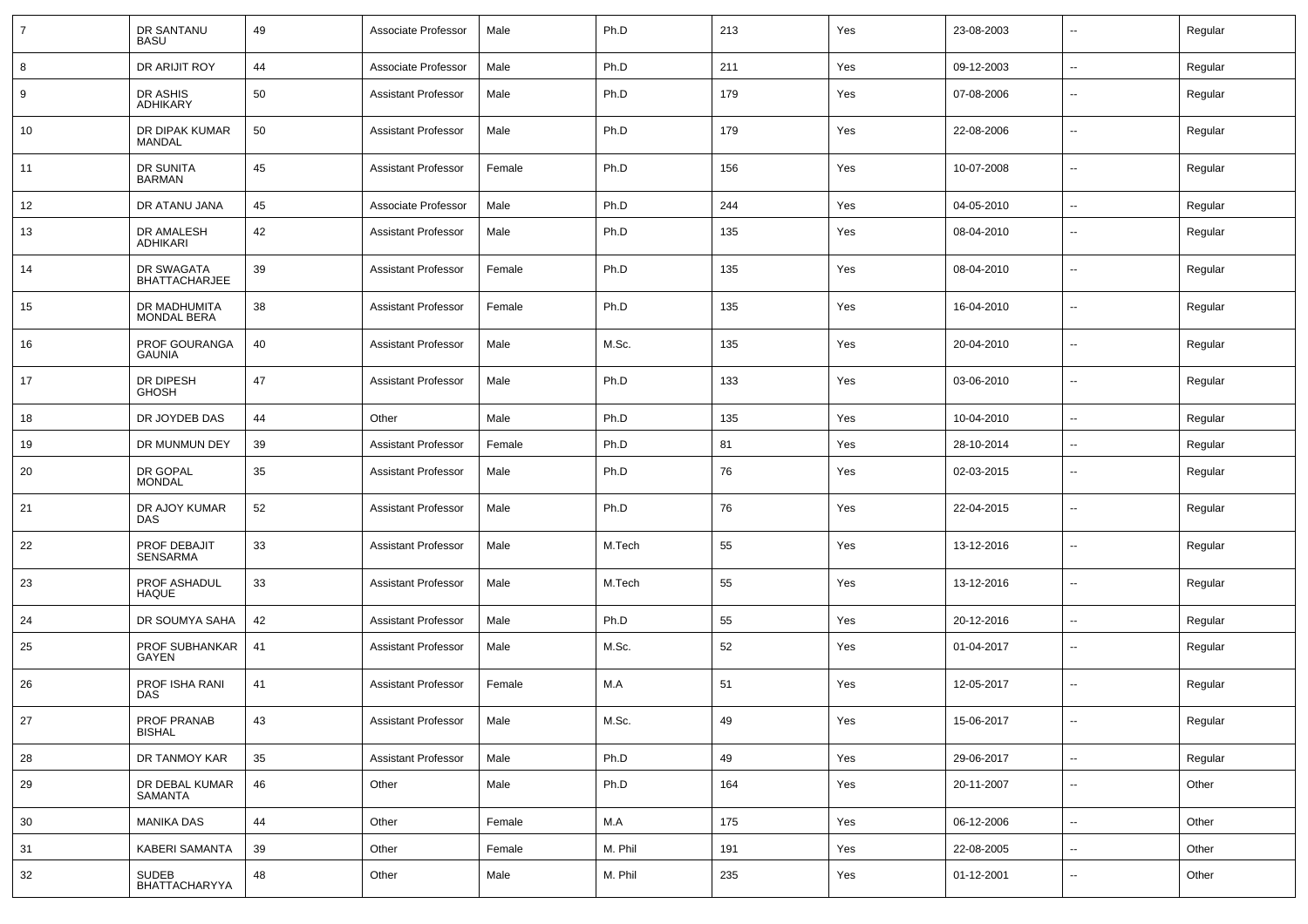| | | | | | | | | | | |
|---|---|---|---|---|---|---|---|---|---|---|
| 7 | DR SANTANU BASU | 49 | Associate Professor | Male | Ph.D | 213 | Yes | 23-08-2003 | -- | Regular |
| 8 | DR ARIJIT ROY | 44 | Associate Professor | Male | Ph.D | 211 | Yes | 09-12-2003 | -- | Regular |
| 9 | DR ASHIS ADHIKARY | 50 | Assistant Professor | Male | Ph.D | 179 | Yes | 07-08-2006 | -- | Regular |
| 10 | DR DIPAK KUMAR MANDAL | 50 | Assistant Professor | Male | Ph.D | 179 | Yes | 22-08-2006 | -- | Regular |
| 11 | DR SUNITA BARMAN | 45 | Assistant Professor | Female | Ph.D | 156 | Yes | 10-07-2008 | -- | Regular |
| 12 | DR ATANU JANA | 45 | Associate Professor | Male | Ph.D | 244 | Yes | 04-05-2010 | -- | Regular |
| 13 | DR AMALESH ADHIKARI | 42 | Assistant Professor | Male | Ph.D | 135 | Yes | 08-04-2010 | -- | Regular |
| 14 | DR SWAGATA BHATTACHARJEE | 39 | Assistant Professor | Female | Ph.D | 135 | Yes | 08-04-2010 | -- | Regular |
| 15 | DR MADHUMITA MONDAL BERA | 38 | Assistant Professor | Female | Ph.D | 135 | Yes | 16-04-2010 | -- | Regular |
| 16 | PROF GOURANGA GAUNIA | 40 | Assistant Professor | Male | M.Sc. | 135 | Yes | 20-04-2010 | -- | Regular |
| 17 | DR DIPESH GHOSH | 47 | Assistant Professor | Male | Ph.D | 133 | Yes | 03-06-2010 | -- | Regular |
| 18 | DR JOYDEB DAS | 44 | Other | Male | Ph.D | 135 | Yes | 10-04-2010 | -- | Regular |
| 19 | DR MUNMUN DEY | 39 | Assistant Professor | Female | Ph.D | 81 | Yes | 28-10-2014 | -- | Regular |
| 20 | DR GOPAL MONDAL | 35 | Assistant Professor | Male | Ph.D | 76 | Yes | 02-03-2015 | -- | Regular |
| 21 | DR AJOY KUMAR DAS | 52 | Assistant Professor | Male | Ph.D | 76 | Yes | 22-04-2015 | -- | Regular |
| 22 | PROF DEBAJIT SENSARMA | 33 | Assistant Professor | Male | M.Tech | 55 | Yes | 13-12-2016 | -- | Regular |
| 23 | PROF ASHADUL HAQUE | 33 | Assistant Professor | Male | M.Tech | 55 | Yes | 13-12-2016 | -- | Regular |
| 24 | DR SOUMYA SAHA | 42 | Assistant Professor | Male | Ph.D | 55 | Yes | 20-12-2016 | -- | Regular |
| 25 | PROF SUBHANKAR GAYEN | 41 | Assistant Professor | Male | M.Sc. | 52 | Yes | 01-04-2017 | -- | Regular |
| 26 | PROF ISHA RANI DAS | 41 | Assistant Professor | Female | M.A | 51 | Yes | 12-05-2017 | -- | Regular |
| 27 | PROF PRANAB BISHAL | 43 | Assistant Professor | Male | M.Sc. | 49 | Yes | 15-06-2017 | -- | Regular |
| 28 | DR TANMOY KAR | 35 | Assistant Professor | Male | Ph.D | 49 | Yes | 29-06-2017 | -- | Regular |
| 29 | DR DEBAL KUMAR SAMANTA | 46 | Other | Male | Ph.D | 164 | Yes | 20-11-2007 | -- | Other |
| 30 | MANIKA DAS | 44 | Other | Female | M.A | 175 | Yes | 06-12-2006 | -- | Other |
| 31 | KABERI SAMANTA | 39 | Other | Female | M. Phil | 191 | Yes | 22-08-2005 | -- | Other |
| 32 | SUDEB BHATTACHARYYA | 48 | Other | Male | M. Phil | 235 | Yes | 01-12-2001 | -- | Other |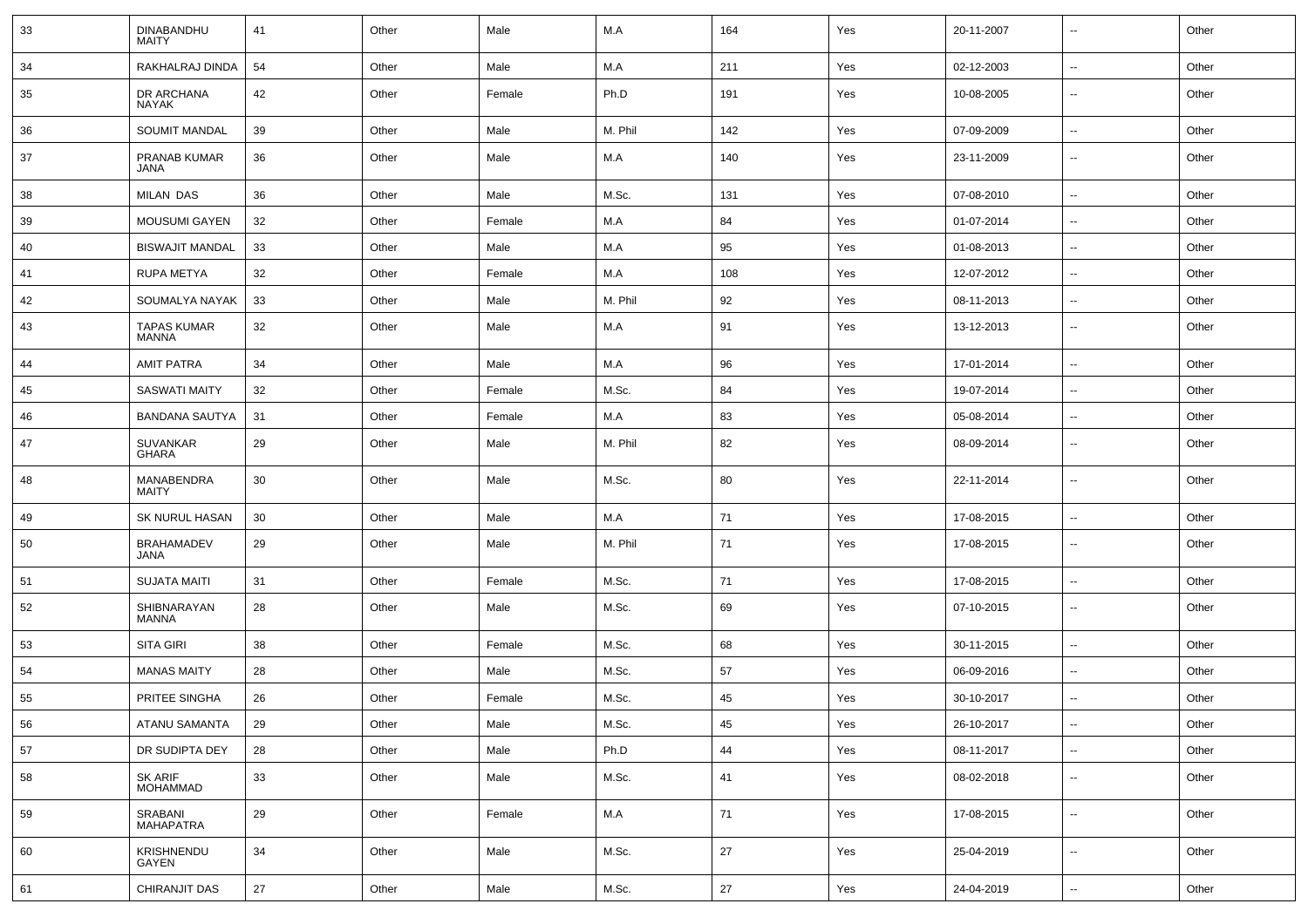| 33 | DINABANDHU MAITY | 41 | Other | Male | M.A | 164 | Yes | 20-11-2007 | -- | Other |
|---|---|---|---|---|---|---|---|---|---|---|
| 34 | RAKHALRAJ DINDA | 54 | Other | Male | M.A | 211 | Yes | 02-12-2003 | -- | Other |
| 35 | DR ARCHANA NAYAK | 42 | Other | Female | Ph.D | 191 | Yes | 10-08-2005 | -- | Other |
| 36 | SOUMIT MANDAL | 39 | Other | Male | M. Phil | 142 | Yes | 07-09-2009 | -- | Other |
| 37 | PRANAB KUMAR JANA | 36 | Other | Male | M.A | 140 | Yes | 23-11-2009 | -- | Other |
| 38 | MILAN DAS | 36 | Other | Male | M.Sc. | 131 | Yes | 07-08-2010 | -- | Other |
| 39 | MOUSUMI GAYEN | 32 | Other | Female | M.A | 84 | Yes | 01-07-2014 | -- | Other |
| 40 | BISWAJIT MANDAL | 33 | Other | Male | M.A | 95 | Yes | 01-08-2013 | -- | Other |
| 41 | RUPA METYA | 32 | Other | Female | M.A | 108 | Yes | 12-07-2012 | -- | Other |
| 42 | SOUMALYA NAYAK | 33 | Other | Male | M. Phil | 92 | Yes | 08-11-2013 | -- | Other |
| 43 | TAPAS KUMAR MANNA | 32 | Other | Male | M.A | 91 | Yes | 13-12-2013 | -- | Other |
| 44 | AMIT PATRA | 34 | Other | Male | M.A | 96 | Yes | 17-01-2014 | -- | Other |
| 45 | SASWATI MAITY | 32 | Other | Female | M.Sc. | 84 | Yes | 19-07-2014 | -- | Other |
| 46 | BANDANA SAUTYA | 31 | Other | Female | M.A | 83 | Yes | 05-08-2014 | -- | Other |
| 47 | SUVANKAR GHARA | 29 | Other | Male | M. Phil | 82 | Yes | 08-09-2014 | -- | Other |
| 48 | MANABENDRA MAITY | 30 | Other | Male | M.Sc. | 80 | Yes | 22-11-2014 | -- | Other |
| 49 | SK NURUL HASAN | 30 | Other | Male | M.A | 71 | Yes | 17-08-2015 | -- | Other |
| 50 | BRAHAMADEV JANA | 29 | Other | Male | M. Phil | 71 | Yes | 17-08-2015 | -- | Other |
| 51 | SUJATA MAITI | 31 | Other | Female | M.Sc. | 71 | Yes | 17-08-2015 | -- | Other |
| 52 | SHIBNARAYAN MANNA | 28 | Other | Male | M.Sc. | 69 | Yes | 07-10-2015 | -- | Other |
| 53 | SITA GIRI | 38 | Other | Female | M.Sc. | 68 | Yes | 30-11-2015 | -- | Other |
| 54 | MANAS MAITY | 28 | Other | Male | M.Sc. | 57 | Yes | 06-09-2016 | -- | Other |
| 55 | PRITEE SINGHA | 26 | Other | Female | M.Sc. | 45 | Yes | 30-10-2017 | -- | Other |
| 56 | ATANU SAMANTA | 29 | Other | Male | M.Sc. | 45 | Yes | 26-10-2017 | -- | Other |
| 57 | DR SUDIPTA DEY | 28 | Other | Male | Ph.D | 44 | Yes | 08-11-2017 | -- | Other |
| 58 | SK ARIF MOHAMMAD | 33 | Other | Male | M.Sc. | 41 | Yes | 08-02-2018 | -- | Other |
| 59 | SRABANI MAHAPATRA | 29 | Other | Female | M.A | 71 | Yes | 17-08-2015 | -- | Other |
| 60 | KRISHNENDU GAYEN | 34 | Other | Male | M.Sc. | 27 | Yes | 25-04-2019 | -- | Other |
| 61 | CHIRANJIT DAS | 27 | Other | Male | M.Sc. | 27 | Yes | 24-04-2019 | -- | Other |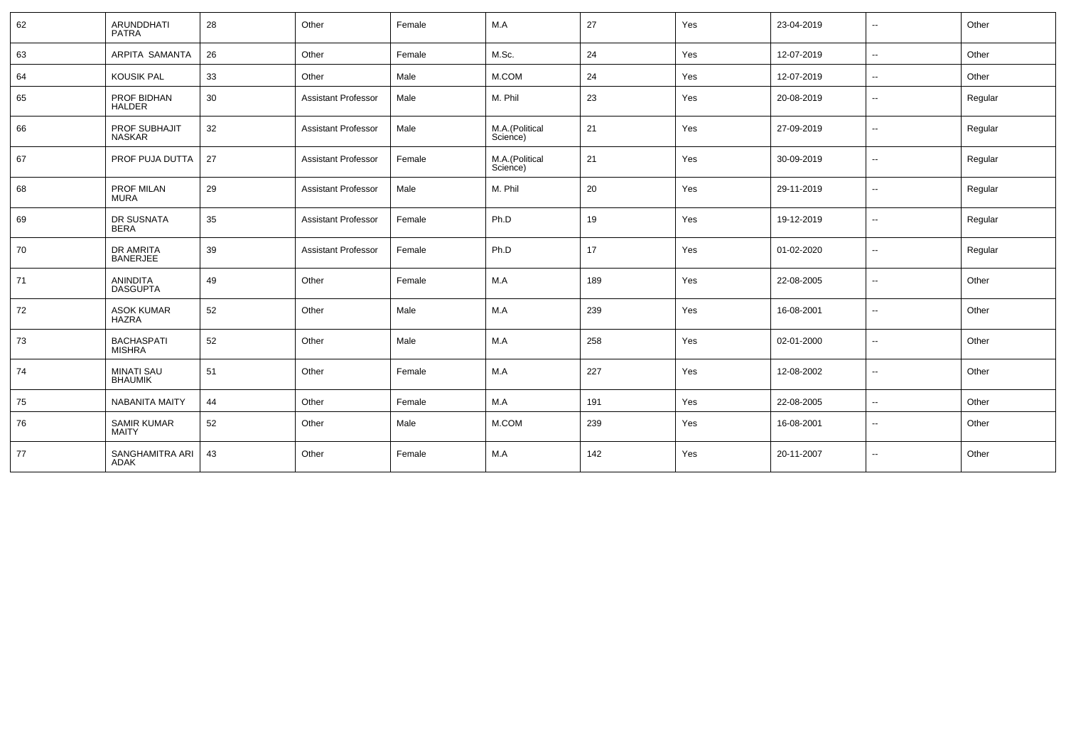| | | | | | | | | | | |
|---|---|---|---|---|---|---|---|---|---|---|
| 62 | ARUNDDHATI PATRA | 28 | Other | Female | M.A | 27 | Yes | 23-04-2019 | -- | Other |
| 63 | ARPITA SAMANTA | 26 | Other | Female | M.Sc. | 24 | Yes | 12-07-2019 | -- | Other |
| 64 | KOUSIK PAL | 33 | Other | Male | M.COM | 24 | Yes | 12-07-2019 | -- | Other |
| 65 | PROF BIDHAN HALDER | 30 | Assistant Professor | Male | M. Phil | 23 | Yes | 20-08-2019 | -- | Regular |
| 66 | PROF SUBHAJIT NASKAR | 32 | Assistant Professor | Male | M.A.(Political Science) | 21 | Yes | 27-09-2019 | -- | Regular |
| 67 | PROF PUJA DUTTA | 27 | Assistant Professor | Female | M.A.(Political Science) | 21 | Yes | 30-09-2019 | -- | Regular |
| 68 | PROF MILAN MURA | 29 | Assistant Professor | Male | M. Phil | 20 | Yes | 29-11-2019 | -- | Regular |
| 69 | DR SUSNATA BERA | 35 | Assistant Professor | Female | Ph.D | 19 | Yes | 19-12-2019 | -- | Regular |
| 70 | DR AMRITA BANERJEE | 39 | Assistant Professor | Female | Ph.D | 17 | Yes | 01-02-2020 | -- | Regular |
| 71 | ANINDITA DASGUPTA | 49 | Other | Female | M.A | 189 | Yes | 22-08-2005 | -- | Other |
| 72 | ASOK KUMAR HAZRA | 52 | Other | Male | M.A | 239 | Yes | 16-08-2001 | -- | Other |
| 73 | BACHASPATI MISHRA | 52 | Other | Male | M.A | 258 | Yes | 02-01-2000 | -- | Other |
| 74 | MINATI SAU BHAUMIK | 51 | Other | Female | M.A | 227 | Yes | 12-08-2002 | -- | Other |
| 75 | NABANITA MAITY | 44 | Other | Female | M.A | 191 | Yes | 22-08-2005 | -- | Other |
| 76 | SAMIR KUMAR MAITY | 52 | Other | Male | M.COM | 239 | Yes | 16-08-2001 | -- | Other |
| 77 | SANGHAMITRA ARI ADAK | 43 | Other | Female | M.A | 142 | Yes | 20-11-2007 | -- | Other |